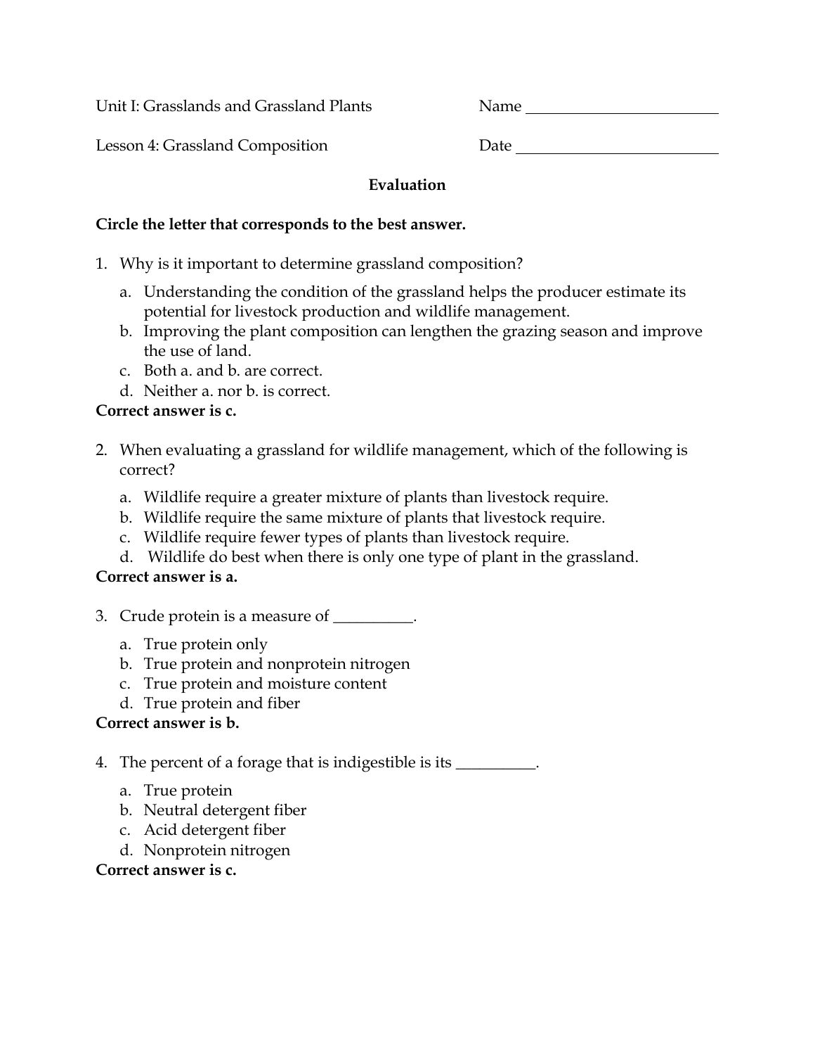Unit I: Grasslands and Grassland Plants Name ________________________

Lesson 4: Grassland Composition Date __________________________

**Evaluation**

**Circle the letter that corresponds to the best answer.**

1. Why is it important to determine grassland composition?
   a. Understanding the condition of the grassland helps the producer estimate its potential for livestock production and wildlife management.
   b. Improving the plant composition can lengthen the grazing season and improve the use of land.
   c. Both a. and b. are correct.
   d. Neither a. nor b. is correct.

**Correct answer is c.**

2. When evaluating a grassland for wildlife management, which of the following is correct?
   a. Wildlife require a greater mixture of plants than livestock require.
   b. Wildlife require the same mixture of plants that livestock require.
   c. Wildlife require fewer types of plants than livestock require.
   d. Wildlife do best when there is only one type of plant in the grassland.

**Correct answer is a.**

3. Crude protein is a measure of __________.
   a. True protein only
   b. True protein and nonprotein nitrogen
   c. True protein and moisture content
   d. True protein and fiber

**Correct answer is b.**

4. The percent of a forage that is indigestible is its __________.
   a. True protein
   b. Neutral detergent fiber
   c. Acid detergent fiber
   d. Nonprotein nitrogen

**Correct answer is c.**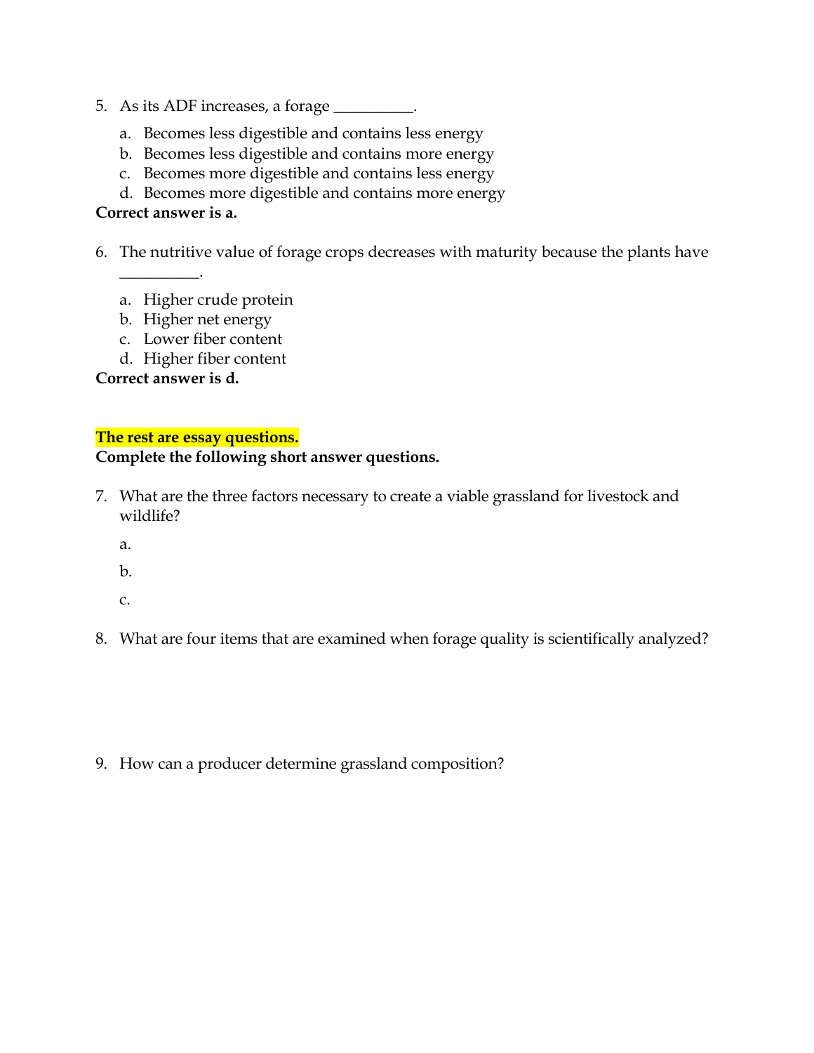5. As its ADF increases, a forage __________.

   a. Becomes less digestible and contains less energy
   b. Becomes less digestible and contains more energy
   c. Becomes more digestible and contains less energy
   d. Becomes more digestible and contains more energy

**Correct answer is a.**

6. The nutritive value of forage crops decreases with maturity because the plants have __________.

   a. Higher crude protein
   b. Higher net energy
   c. Lower fiber content
   d. Higher fiber content

**Correct answer is d.**

**The rest are essay questions.**

**Complete the following short answer questions.**

7. What are the three factors necessary to create a viable grassland for livestock and wildlife?

   a.

   b.

   c.

8. What are four items that are examined when forage quality is scientifically analyzed?

9. How can a producer determine grassland composition?